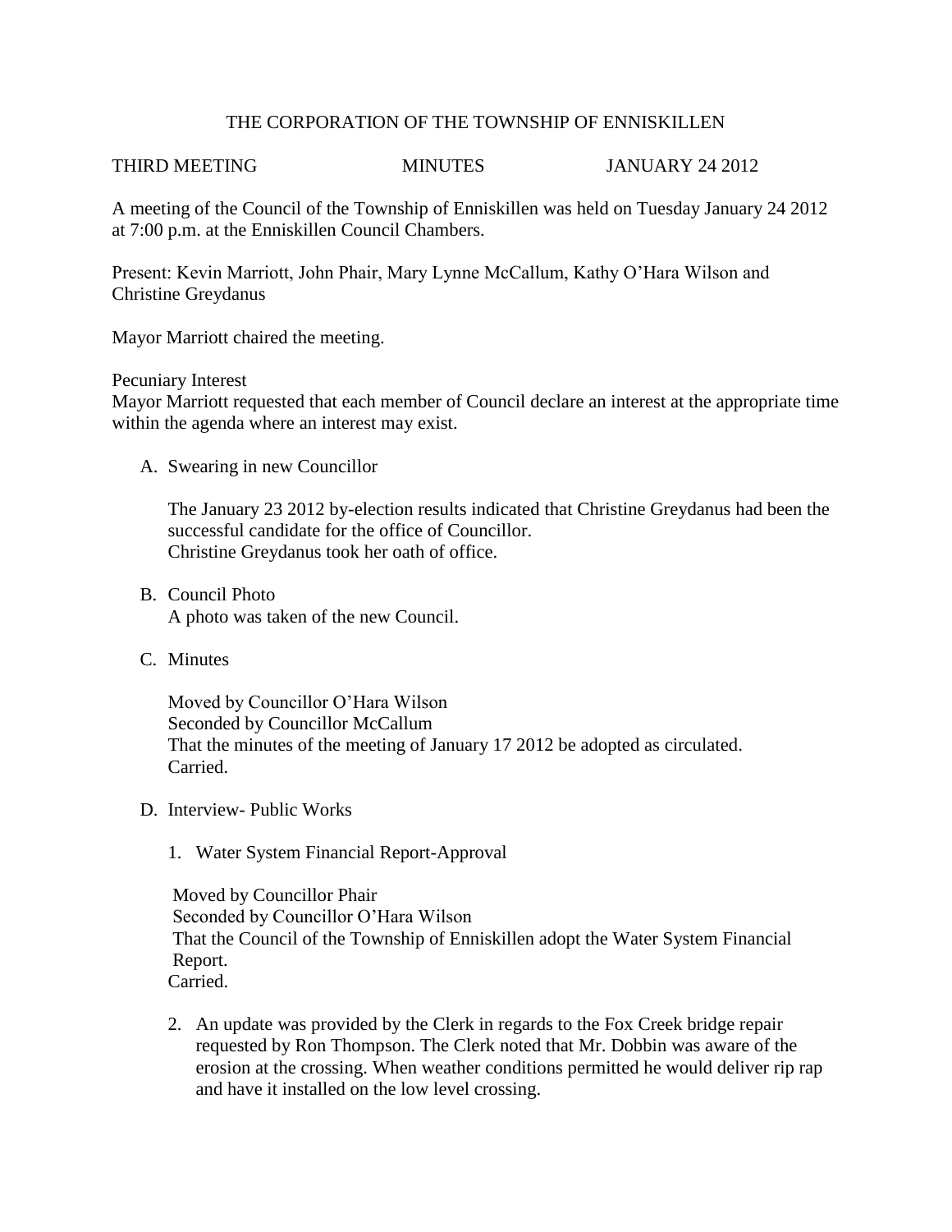# THE CORPORATION OF THE TOWNSHIP OF ENNISKILLEN

THIRD MEETING MINUTES JANUARY 24 2012

A meeting of the Council of the Township of Enniskillen was held on Tuesday January 24 2012 at 7:00 p.m. at the Enniskillen Council Chambers.

Present: Kevin Marriott, John Phair, Mary Lynne McCallum, Kathy O'Hara Wilson and Christine Greydanus

Mayor Marriott chaired the meeting.

Pecuniary Interest
Mayor Marriott requested that each member of Council declare an interest at the appropriate time within the agenda where an interest may exist.

A. Swearing in new Councillor

   The January 23 2012 by-election results indicated that Christine Greydanus had been the successful candidate for the office of Councillor.
   Christine Greydanus took her oath of office.

B. Council Photo
   A photo was taken of the new Council.

C. Minutes

   Moved by Councillor O'Hara Wilson
   Seconded by Councillor McCallum
   That the minutes of the meeting of January 17 2012 be adopted as circulated.
   Carried.

D. Interview- Public Works

   1. Water System Financial Report-Approval

   Moved by Councillor Phair
   Seconded by Councillor O'Hara Wilson
   That the Council of the Township of Enniskillen adopt the Water System Financial Report.
   Carried.

   2. An update was provided by the Clerk in regards to the Fox Creek bridge repair requested by Ron Thompson. The Clerk noted that Mr. Dobbin was aware of the erosion at the crossing. When weather conditions permitted he would deliver rip rap and have it installed on the low level crossing.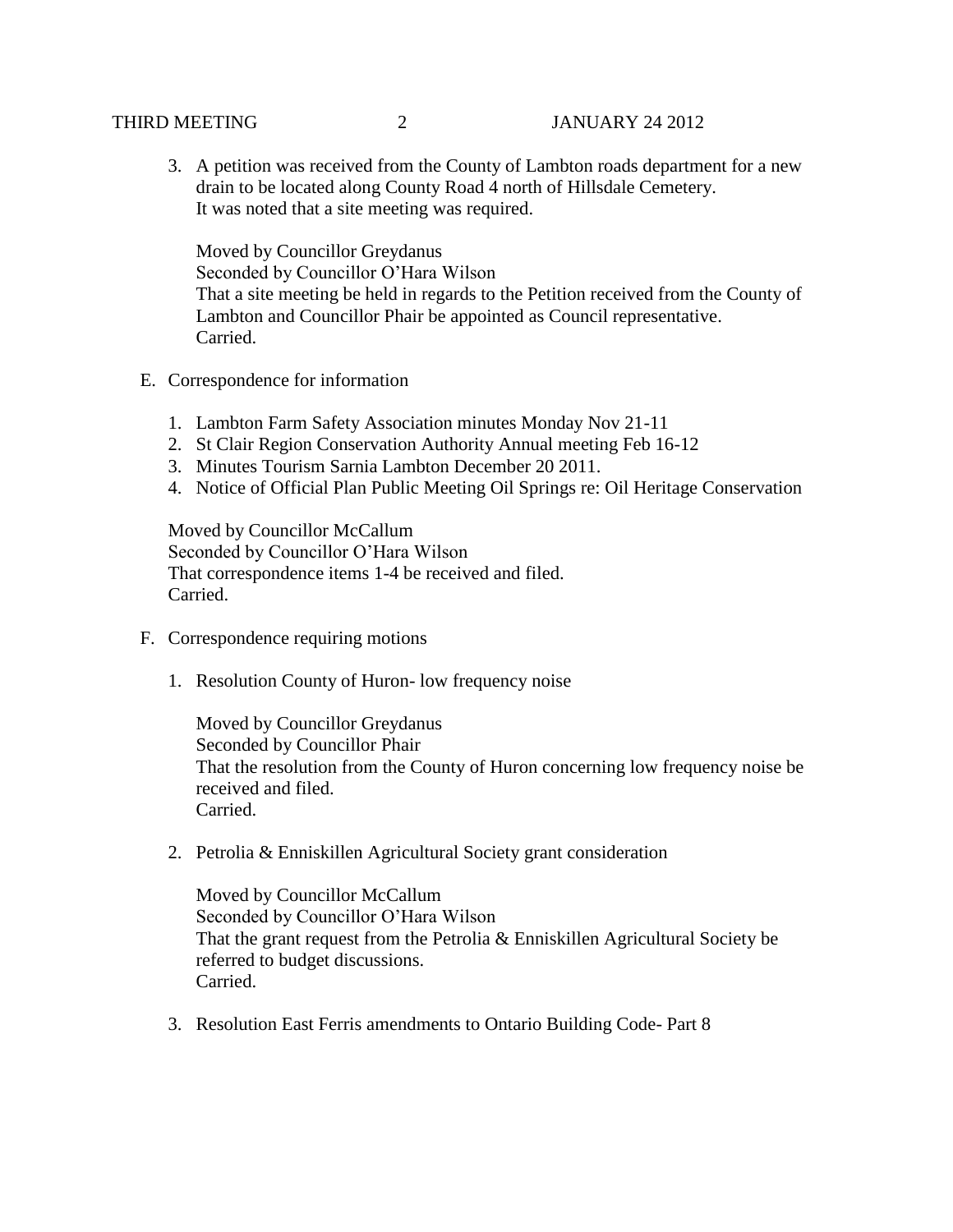3. A petition was received from the County of Lambton roads department for a new drain to be located along County Road 4 north of Hillsdale Cemetery. It was noted that a site meeting was required.

   Moved by Councillor Greydanus
   Seconded by Councillor O'Hara Wilson
   That a site meeting be held in regards to the Petition received from the County of Lambton and Councillor Phair be appointed as Council representative.
   Carried.

E. Correspondence for information

   1. Lambton Farm Safety Association minutes Monday Nov 21-11
   2. St Clair Region Conservation Authority Annual meeting Feb 16-12
   3. Minutes Tourism Sarnia Lambton December 20 2011.
   4. Notice of Official Plan Public Meeting Oil Springs re: Oil Heritage Conservation

   Moved by Councillor McCallum
   Seconded by Councillor O'Hara Wilson
   That correspondence items 1-4 be received and filed.
   Carried.

F. Correspondence requiring motions

   1. Resolution County of Huron- low frequency noise

      Moved by Councillor Greydanus
      Seconded by Councillor Phair
      That the resolution from the County of Huron concerning low frequency noise be received and filed.
      Carried.

   2. Petrolia & Enniskillen Agricultural Society grant consideration

      Moved by Councillor McCallum
      Seconded by Councillor O'Hara Wilson
      That the grant request from the Petrolia & Enniskillen Agricultural Society be referred to budget discussions.
      Carried.

   3. Resolution East Ferris amendments to Ontario Building Code- Part 8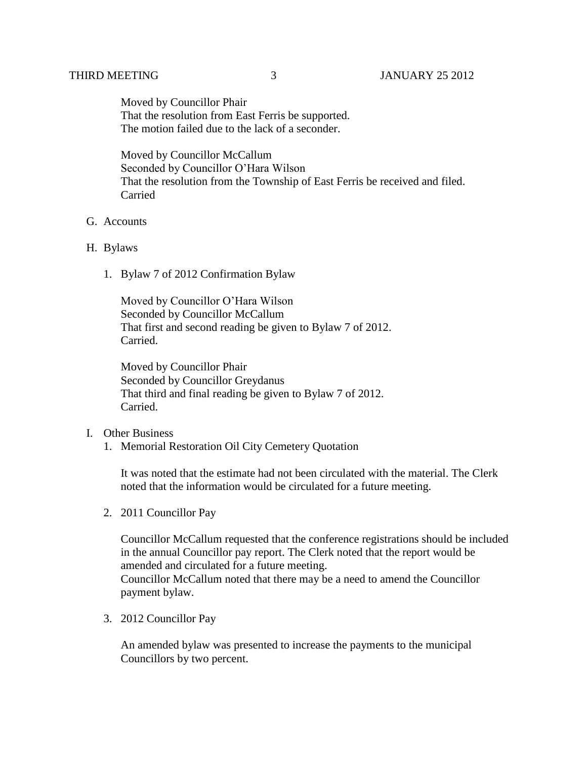Moved by Councillor Phair
That the resolution from East Ferris be supported.
The motion failed due to the lack of a seconder.

Moved by Councillor McCallum
Seconded by Councillor O'Hara Wilson
That the resolution from the Township of East Ferris be received and filed.
Carried

G. Accounts

H. Bylaws

1. Bylaw 7 of 2012 Confirmation Bylaw

   Moved by Councillor O'Hara Wilson
   Seconded by Councillor McCallum
   That first and second reading be given to Bylaw 7 of 2012.
   Carried.

   Moved by Councillor Phair
   Seconded by Councillor Greydanus
   That third and final reading be given to Bylaw 7 of 2012.
   Carried.

I. Other Business

1. Memorial Restoration Oil City Cemetery Quotation

   It was noted that the estimate had not been circulated with the material. The Clerk noted that the information would be circulated for a future meeting.

2. 2011 Councillor Pay

   Councillor McCallum requested that the conference registrations should be included in the annual Councillor pay report. The Clerk noted that the report would be amended and circulated for a future meeting.
   Councillor McCallum noted that there may be a need to amend the Councillor payment bylaw.

3. 2012 Councillor Pay

   An amended bylaw was presented to increase the payments to the municipal Councillors by two percent.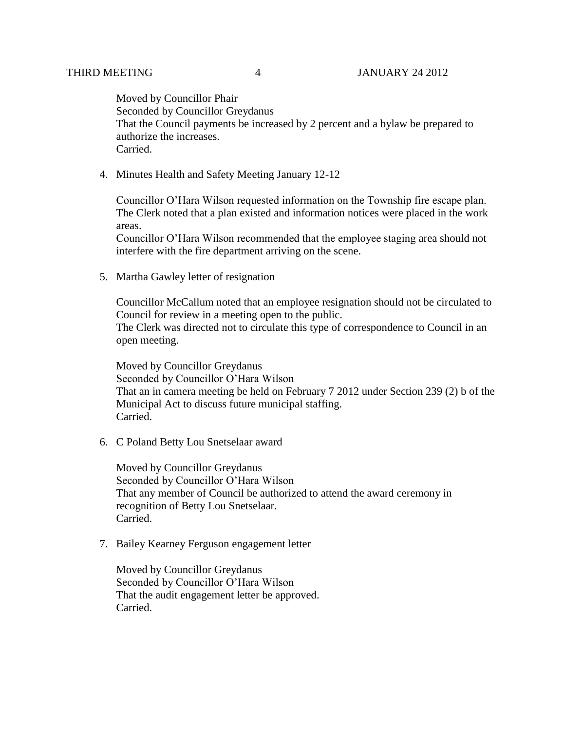Moved by Councillor Phair
Seconded by Councillor Greydanus
That the Council payments be increased by 2 percent and a bylaw be prepared to authorize the increases.
Carried.

4. Minutes Health and Safety Meeting January 12-12

   Councillor O'Hara Wilson requested information on the Township fire escape plan. The Clerk noted that a plan existed and information notices were placed in the work areas.
   Councillor O'Hara Wilson recommended that the employee staging area should not interfere with the fire department arriving on the scene.

5. Martha Gawley letter of resignation

   Councillor McCallum noted that an employee resignation should not be circulated to Council for review in a meeting open to the public.
   The Clerk was directed not to circulate this type of correspondence to Council in an open meeting.

   Moved by Councillor Greydanus
   Seconded by Councillor O'Hara Wilson
   That an in camera meeting be held on February 7 2012 under Section 239 (2) b of the Municipal Act to discuss future municipal staffing.
   Carried.

6. C Poland Betty Lou Snetselaar award

   Moved by Councillor Greydanus
   Seconded by Councillor O'Hara Wilson
   That any member of Council be authorized to attend the award ceremony in recognition of Betty Lou Snetselaar.
   Carried.

7. Bailey Kearney Ferguson engagement letter

   Moved by Councillor Greydanus
   Seconded by Councillor O'Hara Wilson
   That the audit engagement letter be approved.
   Carried.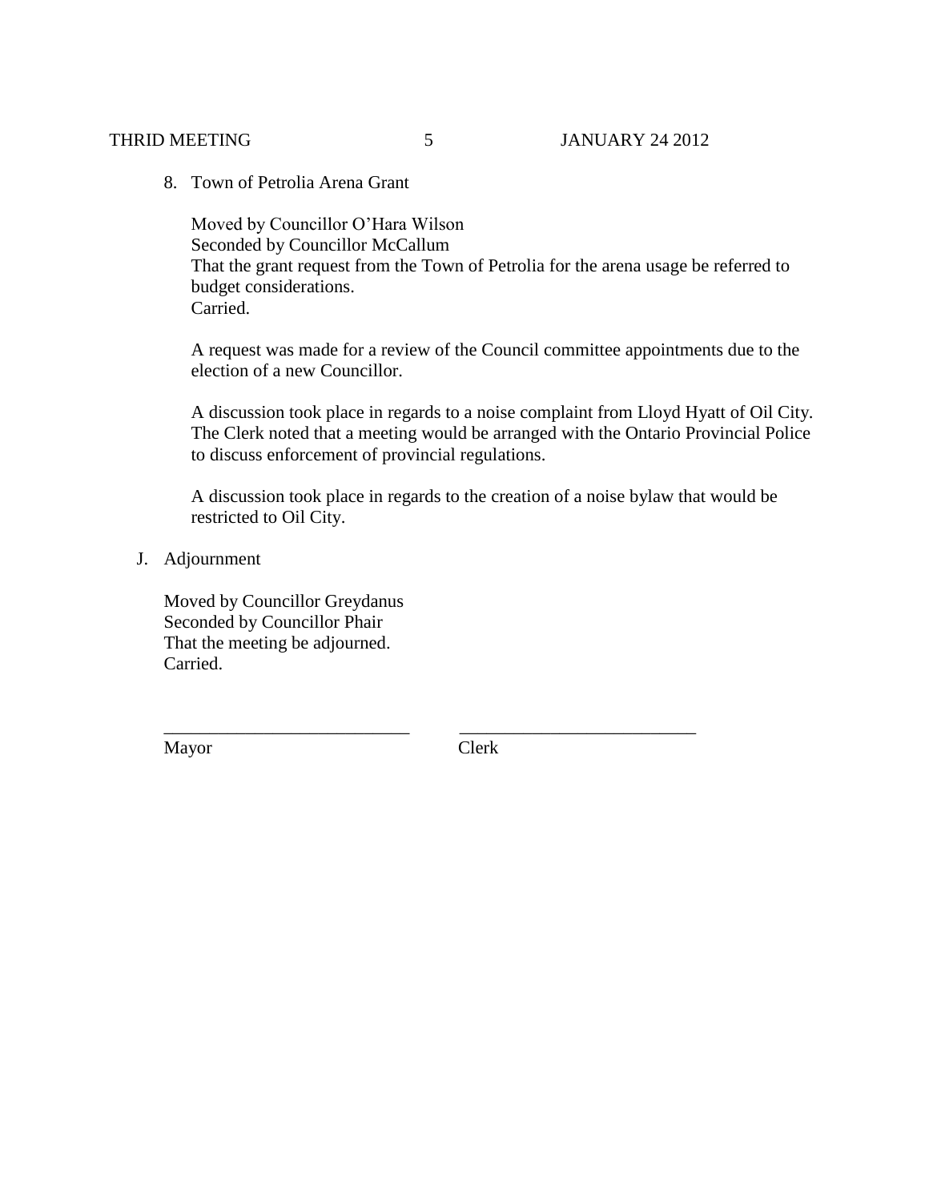8. Town of Petrolia Arena Grant

   Moved by Councillor O'Hara Wilson
   Seconded by Councillor McCallum
   That the grant request from the Town of Petrolia for the arena usage be referred to budget considerations.
   Carried.

   A request was made for a review of the Council committee appointments due to the election of a new Councillor.

   A discussion took place in regards to a noise complaint from Lloyd Hyatt of Oil City. The Clerk noted that a meeting would be arranged with the Ontario Provincial Police to discuss enforcement of provincial regulations.

   A discussion took place in regards to the creation of a noise bylaw that would be restricted to Oil City.

J. Adjournment

   Moved by Councillor Greydanus
   Seconded by Councillor Phair
   That the meeting be adjourned.
   Carried.

___________________________ ___________________________
Mayor Clerk